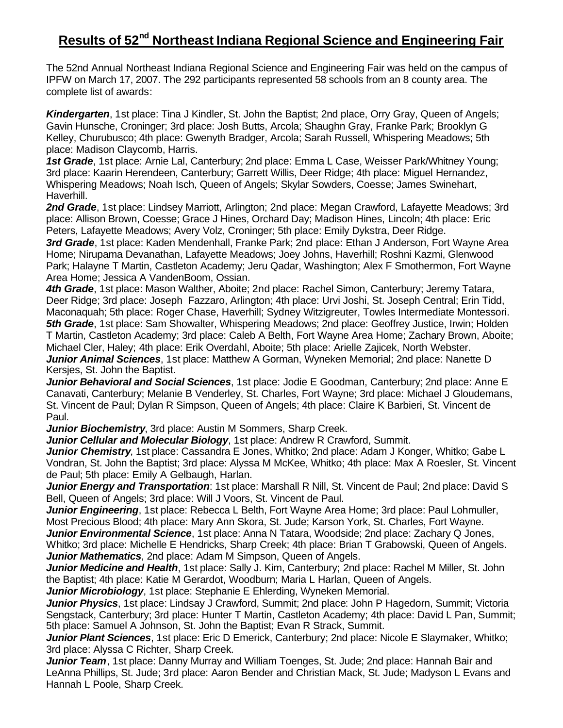# Results of 52nd Northeast Indiana Regional Science and Engineering Fair

The 52nd Annual Northeast Indiana Regional Science and Engineering Fair was held on the campus of IPFW on March 17, 2007. The 292 participants represented 58 schools from an 8 county area. The complete list of awards:

***Kindergarten***, 1st place: Tina J Kindler, St. John the Baptist; 2nd place, Orry Gray, Queen of Angels; Gavin Hunsche, Croninger; 3rd place: Josh Butts, Arcola; Shaughn Gray, Franke Park; Brooklyn G Kelley, Churubusco; 4th place: Gwenyth Bradger, Arcola; Sarah Russell, Whispering Meadows; 5th place: Madison Claycomb, Harris.

***1st Grade***, 1st place: Arnie Lal, Canterbury; 2nd place: Emma L Case, Weisser Park/Whitney Young; 3rd place: Kaarin Herendeen, Canterbury; Garrett Willis, Deer Ridge; 4th place: Miguel Hernandez, Whispering Meadows; Noah Isch, Queen of Angels; Skylar Sowders, Coesse; James Swinehart, Haverhill.

***2nd Grade***, 1st place: Lindsey Marriott, Arlington; 2nd place: Megan Crawford, Lafayette Meadows; 3rd place: Allison Brown, Coesse; Grace J Hines, Orchard Day; Madison Hines, Lincoln; 4th place: Eric Peters, Lafayette Meadows; Avery Volz, Croninger; 5th place: Emily Dykstra, Deer Ridge.

***3rd Grade***, 1st place: Kaden Mendenhall, Franke Park; 2nd place: Ethan J Anderson, Fort Wayne Area Home; Nirupama Devanathan, Lafayette Meadows; Joey Johns, Haverhill; Roshni Kazmi, Glenwood Park; Halayne T Martin, Castleton Academy; Jeru Qadar, Washington; Alex F Smothermon, Fort Wayne Area Home; Jessica A VandenBoom, Ossian.

***4th Grade***, 1st place: Mason Walther, Aboite; 2nd place: Rachel Simon, Canterbury; Jeremy Tatara, Deer Ridge; 3rd place: Joseph Fazzaro, Arlington; 4th place: Urvi Joshi, St. Joseph Central; Erin Tidd, Maconaquah; 5th place: Roger Chase, Haverhill; Sydney Witzigreuter, Towles Intermediate Montessori.

***5th Grade***, 1st place: Sam Showalter, Whispering Meadows; 2nd place: Geoffrey Justice, Irwin; Holden T Martin, Castleton Academy; 3rd place: Caleb A Belth, Fort Wayne Area Home; Zachary Brown, Aboite; Michael Cler, Haley; 4th place: Erik Overdahl, Aboite; 5th place: Arielle Zajicek, North Webster.

***Junior Animal Sciences***, 1st place: Matthew A Gorman, Wyneken Memorial; 2nd place: Nanette D Kersjes, St. John the Baptist.

***Junior Behavioral and Social Sciences***, 1st place: Jodie E Goodman, Canterbury; 2nd place: Anne E Canavati, Canterbury; Melanie B Venderley, St. Charles, Fort Wayne; 3rd place: Michael J Gloudemans, St. Vincent de Paul; Dylan R Simpson, Queen of Angels; 4th place: Claire K Barbieri, St. Vincent de Paul.

***Junior Biochemistry***, 3rd place: Austin M Sommers, Sharp Creek.

***Junior Cellular and Molecular Biology***, 1st place: Andrew R Crawford, Summit.

***Junior Chemistry***, 1st place: Cassandra E Jones, Whitko; 2nd place: Adam J Konger, Whitko; Gabe L Vondran, St. John the Baptist; 3rd place: Alyssa M McKee, Whitko; 4th place: Max A Roesler, St. Vincent de Paul; 5th place: Emily A Gelbaugh, Harlan.

***Junior Energy and Transportation***: 1st place: Marshall R Nill, St. Vincent de Paul; 2nd place: David S Bell, Queen of Angels; 3rd place: Will J Voors, St. Vincent de Paul.

***Junior Engineering***, 1st place: Rebecca L Belth, Fort Wayne Area Home; 3rd place: Paul Lohmuller, Most Precious Blood; 4th place: Mary Ann Skora, St. Jude; Karson York, St. Charles, Fort Wayne.

***Junior Environmental Science***, 1st place: Anna N Tatara, Woodside; 2nd place: Zachary Q Jones, Whitko; 3rd place: Michelle E Hendricks, Sharp Creek; 4th place: Brian T Grabowski, Queen of Angels.

***Junior Mathematics***, 2nd place: Adam M Simpson, Queen of Angels.

***Junior Medicine and Health***, 1st place: Sally J. Kim, Canterbury; 2nd place: Rachel M Miller, St. John the Baptist; 4th place: Katie M Gerardot, Woodburn; Maria L Harlan, Queen of Angels.

***Junior Microbiology***, 1st place: Stephanie E Ehlerding, Wyneken Memorial.

***Junior Physics***, 1st place: Lindsay J Crawford, Summit; 2nd place: John P Hagedorn, Summit; Victoria Sengstack, Canterbury; 3rd place: Hunter T Martin, Castleton Academy; 4th place: David L Pan, Summit; 5th place: Samuel A Johnson, St. John the Baptist; Evan R Strack, Summit.

***Junior Plant Sciences***, 1st place: Eric D Emerick, Canterbury; 2nd place: Nicole E Slaymaker, Whitko; 3rd place: Alyssa C Richter, Sharp Creek.

***Junior Team***, 1st place: Danny Murray and William Toenges, St. Jude; 2nd place: Hannah Bair and LeAnna Phillips, St. Jude; 3rd place: Aaron Bender and Christian Mack, St. Jude; Madyson L Evans and Hannah L Poole, Sharp Creek.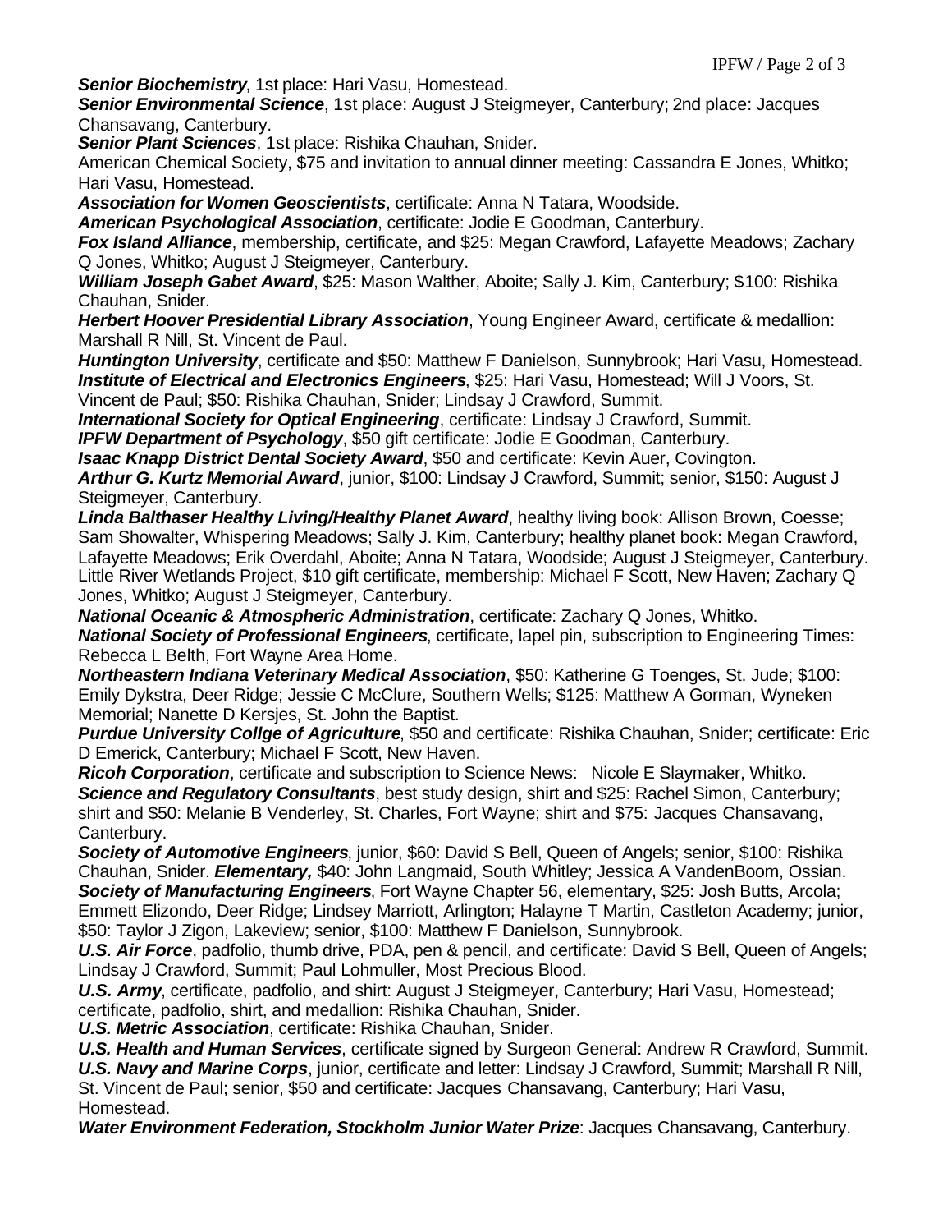***Senior Biochemistry***, 1st place: Hari Vasu, Homestead.

***Senior Environmental Science***, 1st place: August J Steigmeyer, Canterbury; 2nd place: Jacques Chansavang, Canterbury.

***Senior Plant Sciences***, 1st place: Rishika Chauhan, Snider.

American Chemical Society, $75 and invitation to annual dinner meeting: Cassandra E Jones, Whitko; Hari Vasu, Homestead.

***Association for Women Geoscientists***, certificate: Anna N Tatara, Woodside.

***American Psychological Association***, certificate: Jodie E Goodman, Canterbury.

***Fox Island Alliance***, membership, certificate, and $25: Megan Crawford, Lafayette Meadows; Zachary Q Jones, Whitko; August J Steigmeyer, Canterbury.

***William Joseph Gabet Award***, $25: Mason Walther, Aboite; Sally J. Kim, Canterbury; $100: Rishika Chauhan, Snider.

***Herbert Hoover Presidential Library Association***, Young Engineer Award, certificate & medallion: Marshall R Nill, St. Vincent de Paul.

***Huntington University***, certificate and $50: Matthew F Danielson, Sunnybrook; Hari Vasu, Homestead.

***Institute of Electrical and Electronics Engineers***, $25: Hari Vasu, Homestead; Will J Voors, St. Vincent de Paul; $50: Rishika Chauhan, Snider; Lindsay J Crawford, Summit.

***International Society for Optical Engineering***, certificate: Lindsay J Crawford, Summit.

***IPFW Department of Psychology***, $50 gift certificate: Jodie E Goodman, Canterbury.

***Isaac Knapp District Dental Society Award***, $50 and certificate: Kevin Auer, Covington.

***Arthur G. Kurtz Memorial Award***, junior, $100: Lindsay J Crawford, Summit; senior, $150: August J Steigmeyer, Canterbury.

***Linda Balthaser Healthy Living/Healthy Planet Award***, healthy living book: Allison Brown, Coesse; Sam Showalter, Whispering Meadows; Sally J. Kim, Canterbury; healthy planet book: Megan Crawford, Lafayette Meadows; Erik Overdahl, Aboite; Anna N Tatara, Woodside; August J Steigmeyer, Canterbury.

Little River Wetlands Project, $10 gift certificate, membership: Michael F Scott, New Haven; Zachary Q Jones, Whitko; August J Steigmeyer, Canterbury.

***National Oceanic & Atmospheric Administration***, certificate: Zachary Q Jones, Whitko.

***National Society of Professional Engineers***, certificate, lapel pin, subscription to Engineering Times: Rebecca L Belth, Fort Wayne Area Home.

***Northeastern Indiana Veterinary Medical Association***, $50: Katherine G Toenges, St. Jude; $100: Emily Dykstra, Deer Ridge; Jessie C McClure, Southern Wells; $125: Matthew A Gorman, Wyneken Memorial; Nanette D Kersjes, St. John the Baptist.

***Purdue University Collge of Agriculture***, $50 and certificate: Rishika Chauhan, Snider; certificate: Eric D Emerick, Canterbury; Michael F Scott, New Haven.

***Ricoh Corporation***, certificate and subscription to Science News: Nicole E Slaymaker, Whitko.

***Science and Regulatory Consultants***, best study design, shirt and $25: Rachel Simon, Canterbury; shirt and $50: Melanie B Venderley, St. Charles, Fort Wayne; shirt and $75: Jacques Chansavang, Canterbury.

***Society of Automotive Engineers***, junior, $60: David S Bell, Queen of Angels; senior, $100: Rishika Chauhan, Snider. ***Elementary,*** $40: John Langmaid, South Whitley; Jessica A VandenBoom, Ossian.

***Society of Manufacturing Engineers***, Fort Wayne Chapter 56, elementary, $25: Josh Butts, Arcola; Emmett Elizondo, Deer Ridge; Lindsey Marriott, Arlington; Halayne T Martin, Castleton Academy; junior, $50: Taylor J Zigon, Lakeview; senior, $100: Matthew F Danielson, Sunnybrook.

***U.S. Air Force***, padfolio, thumb drive, PDA, pen & pencil, and certificate: David S Bell, Queen of Angels; Lindsay J Crawford, Summit; Paul Lohmuller, Most Precious Blood.

***U.S. Army***, certificate, padfolio, and shirt: August J Steigmeyer, Canterbury; Hari Vasu, Homestead; certificate, padfolio, shirt, and medallion: Rishika Chauhan, Snider.

***U.S. Metric Association***, certificate: Rishika Chauhan, Snider.

***U.S. Health and Human Services***, certificate signed by Surgeon General: Andrew R Crawford, Summit.

***U.S. Navy and Marine Corps***, junior, certificate and letter: Lindsay J Crawford, Summit; Marshall R Nill, St. Vincent de Paul; senior, $50 and certificate: Jacques Chansavang, Canterbury; Hari Vasu, Homestead.

***Water Environment Federation, Stockholm Junior Water Prize***: Jacques Chansavang, Canterbury.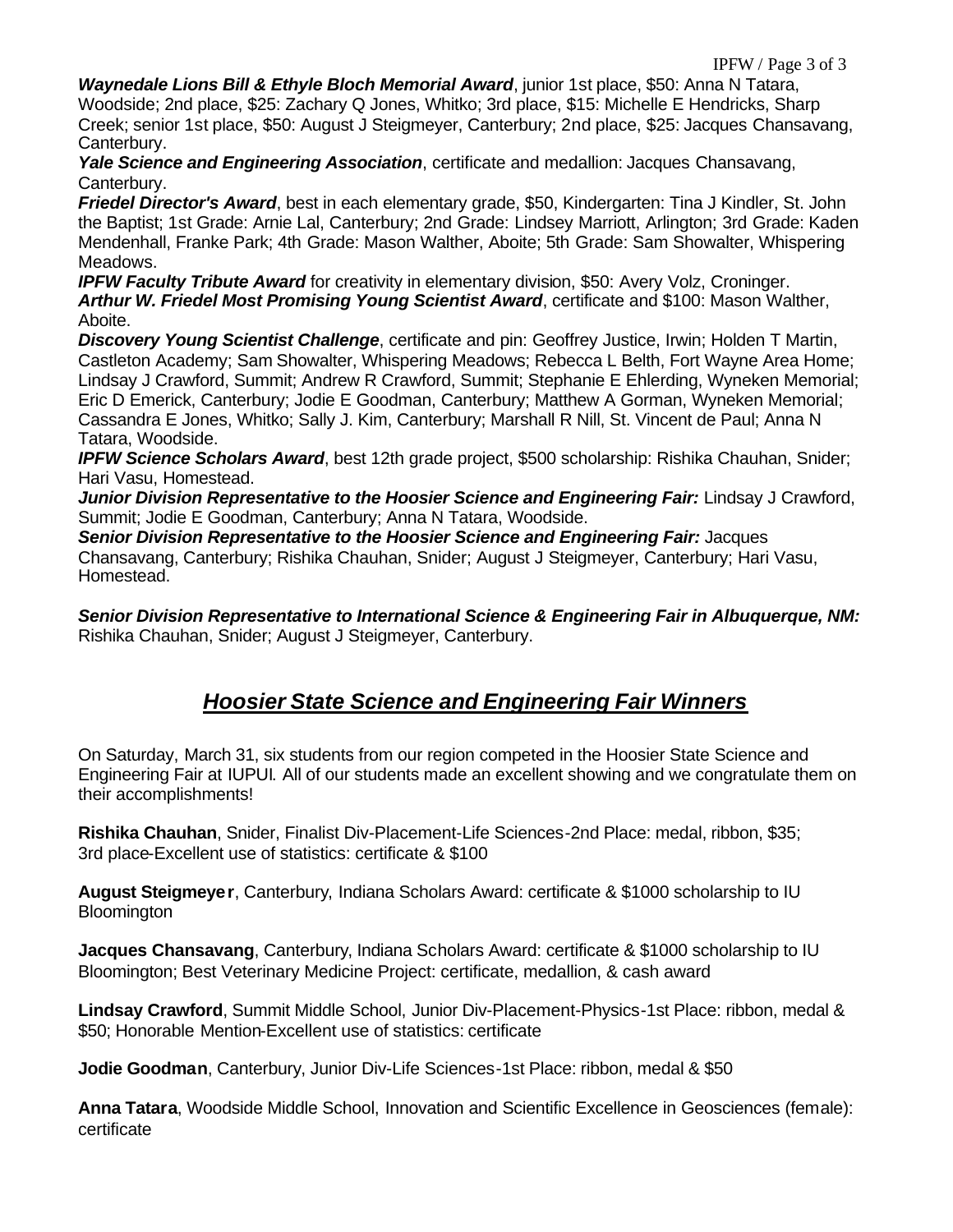***Waynedale Lions Bill & Ethyle Bloch Memorial Award***, junior 1st place, $50: Anna N Tatara, Woodside; 2nd place, $25: Zachary Q Jones, Whitko; 3rd place, $15: Michelle E Hendricks, Sharp Creek; senior 1st place, $50: August J Steigmeyer, Canterbury; 2nd place, $25: Jacques Chansavang, Canterbury.

***Yale Science and Engineering Association***, certificate and medallion: Jacques Chansavang, Canterbury.

***Friedel Director's Award***, best in each elementary grade, $50, Kindergarten: Tina J Kindler, St. John the Baptist; 1st Grade: Arnie Lal, Canterbury; 2nd Grade: Lindsey Marriott, Arlington; 3rd Grade: Kaden Mendenhall, Franke Park; 4th Grade: Mason Walther, Aboite; 5th Grade: Sam Showalter, Whispering Meadows.

***IPFW Faculty Tribute Award*** for creativity in elementary division, $50: Avery Volz, Croninger.

***Arthur W. Friedel Most Promising Young Scientist Award***, certificate and $100: Mason Walther, Aboite.

***Discovery Young Scientist Challenge***, certificate and pin: Geoffrey Justice, Irwin; Holden T Martin, Castleton Academy; Sam Showalter, Whispering Meadows; Rebecca L Belth, Fort Wayne Area Home; Lindsay J Crawford, Summit; Andrew R Crawford, Summit; Stephanie E Ehlerding, Wyneken Memorial; Eric D Emerick, Canterbury; Jodie E Goodman, Canterbury; Matthew A Gorman, Wyneken Memorial; Cassandra E Jones, Whitko; Sally J. Kim, Canterbury; Marshall R Nill, St. Vincent de Paul; Anna N Tatara, Woodside.

***IPFW Science Scholars Award***, best 12th grade project, $500 scholarship: Rishika Chauhan, Snider; Hari Vasu, Homestead.

***Junior Division Representative to the Hoosier Science and Engineering Fair:*** Lindsay J Crawford, Summit; Jodie E Goodman, Canterbury; Anna N Tatara, Woodside.

***Senior Division Representative to the Hoosier Science and Engineering Fair:*** Jacques Chansavang, Canterbury; Rishika Chauhan, Snider; August J Steigmeyer, Canterbury; Hari Vasu, Homestead.

***Senior Division Representative to International Science & Engineering Fair in Albuquerque, NM:*** Rishika Chauhan, Snider; August J Steigmeyer, Canterbury.

## ***Hoosier State Science and Engineering Fair Winners***

On Saturday, March 31, six students from our region competed in the Hoosier State Science and Engineering Fair at IUPUI. All of our students made an excellent showing and we congratulate them on their accomplishments!

**Rishika Chauhan**, Snider, Finalist Div-Placement-Life Sciences-2nd Place: medal, ribbon, $35; 3rd place-Excellent use of statistics: certificate & $100

**August Steigmeyer**, Canterbury, Indiana Scholars Award: certificate & $1000 scholarship to IU Bloomington

**Jacques Chansavang**, Canterbury, Indiana Scholars Award: certificate & $1000 scholarship to IU Bloomington; Best Veterinary Medicine Project: certificate, medallion, & cash award

**Lindsay Crawford**, Summit Middle School, Junior Div-Placement-Physics-1st Place: ribbon, medal & $50; Honorable Mention-Excellent use of statistics: certificate

**Jodie Goodman**, Canterbury, Junior Div-Life Sciences-1st Place: ribbon, medal & $50

**Anna Tatara**, Woodside Middle School, Innovation and Scientific Excellence in Geosciences (female): certificate